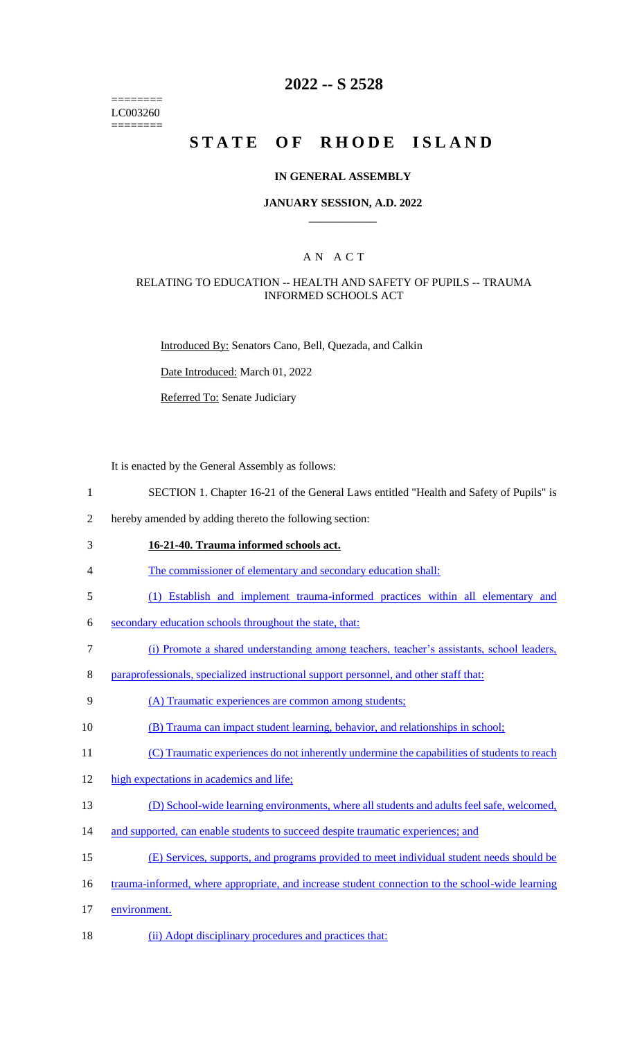========
LC003260
========

# 2022 -- S 2528

# STATE OF RHODE ISLAND

## IN GENERAL ASSEMBLY

### JANUARY SESSION, A.D. 2022

## A N A C T

### RELATING TO EDUCATION -- HEALTH AND SAFETY OF PUPILS -- TRAUMA INFORMED SCHOOLS ACT

Introduced By: Senators Cano, Bell, Quezada, and Calkin

Date Introduced: March 01, 2022

Referred To: Senate Judiciary

It is enacted by the General Assembly as follows:

1 SECTION 1. Chapter 16-21 of the General Laws entitled "Health and Safety of Pupils" is
2 hereby amended by adding thereto the following section:
3 **16-21-40. Trauma informed schools act.**
4 The commissioner of elementary and secondary education shall:
5 (1) Establish and implement trauma-informed practices within all elementary and
6 secondary education schools throughout the state, that:
7 (i) Promote a shared understanding among teachers, teacher's assistants, school leaders,
8 paraprofessionals, specialized instructional support personnel, and other staff that:
9 (A) Traumatic experiences are common among students;
10 (B) Trauma can impact student learning, behavior, and relationships in school;
11 (C) Traumatic experiences do not inherently undermine the capabilities of students to reach
12 high expectations in academics and life;
13 (D) School-wide learning environments, where all students and adults feel safe, welcomed,
14 and supported, can enable students to succeed despite traumatic experiences; and
15 (E) Services, supports, and programs provided to meet individual student needs should be
16 trauma-informed, where appropriate, and increase student connection to the school-wide learning
17 environment.
18 (ii) Adopt disciplinary procedures and practices that: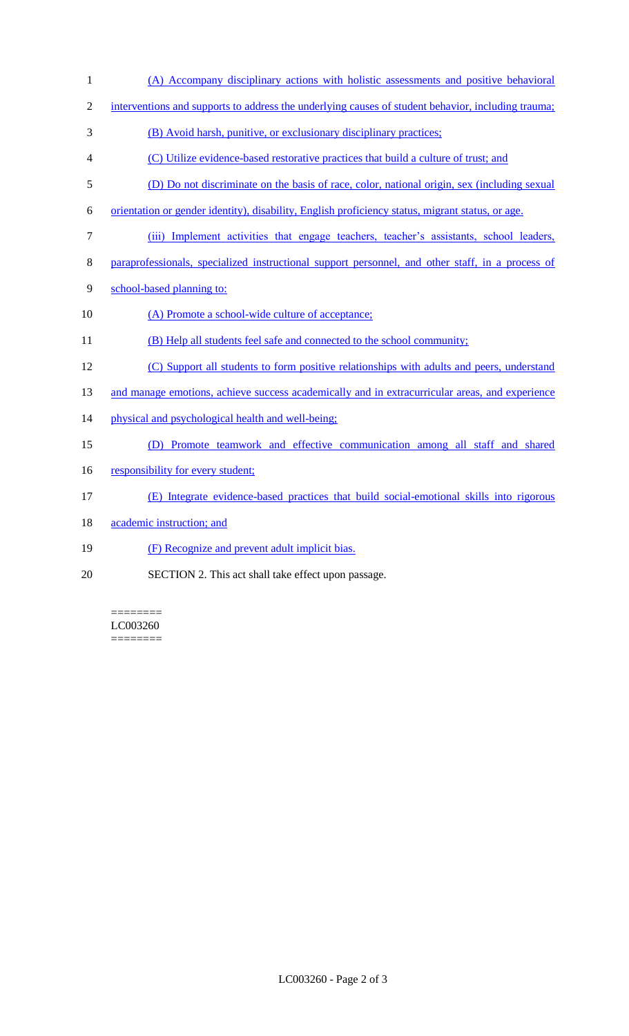(A) Accompany disciplinary actions with holistic assessments and positive behavioral interventions and supports to address the underlying causes of student behavior, including trauma;

(B) Avoid harsh, punitive, or exclusionary disciplinary practices;

(C) Utilize evidence-based restorative practices that build a culture of trust; and

(D) Do not discriminate on the basis of race, color, national origin, sex (including sexual orientation or gender identity), disability, English proficiency status, migrant status, or age.

(iii) Implement activities that engage teachers, teacher's assistants, school leaders, paraprofessionals, specialized instructional support personnel, and other staff, in a process of school-based planning to:

(A) Promote a school-wide culture of acceptance;

(B) Help all students feel safe and connected to the school community;

(C) Support all students to form positive relationships with adults and peers, understand and manage emotions, achieve success academically and in extracurricular areas, and experience physical and psychological health and well-being;

(D) Promote teamwork and effective communication among all staff and shared responsibility for every student;

(E) Integrate evidence-based practices that build social-emotional skills into rigorous academic instruction; and

(F) Recognize and prevent adult implicit bias.

SECTION 2. This act shall take effect upon passage.

========
LC003260
========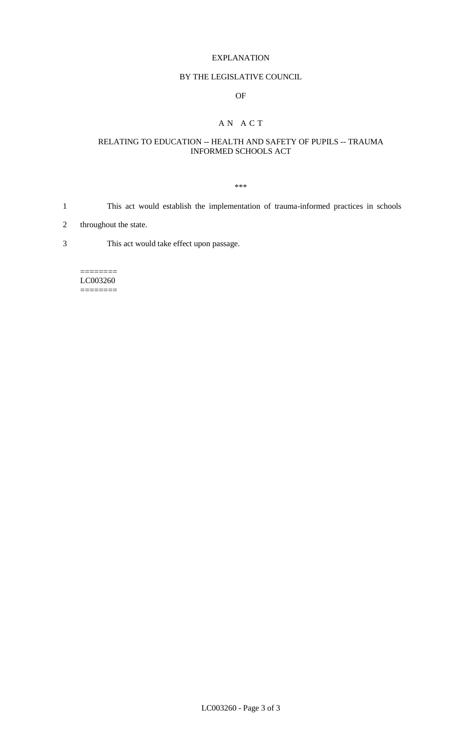EXPLANATION

BY THE LEGISLATIVE COUNCIL

OF

A N A C T

RELATING TO EDUCATION -- HEALTH AND SAFETY OF PUPILS -- TRAUMA INFORMED SCHOOLS ACT

\*\*\*

1 This act would establish the implementation of trauma-informed practices in schools
2 throughout the state.
3 This act would take effect upon passage.

========
LC003260
========